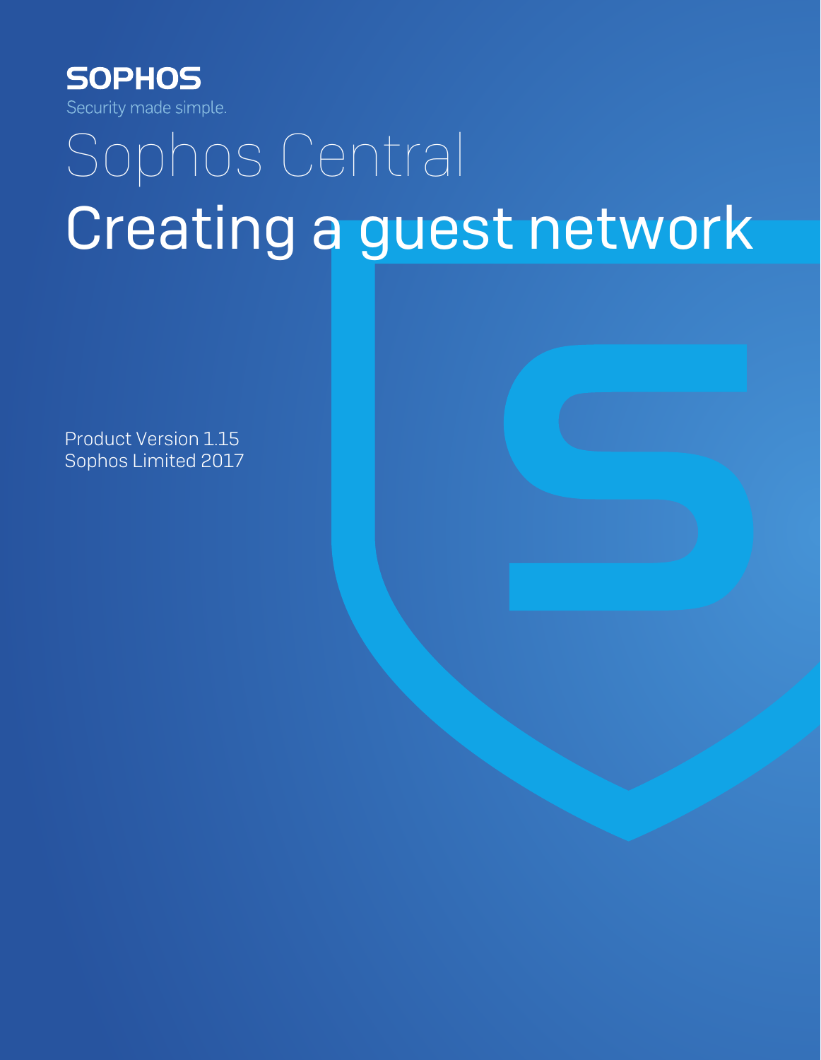SOPHOS

Security made simple.

# Sophos Central

# Creating a guest network

Product Version 1.15

Sophos Limited 2017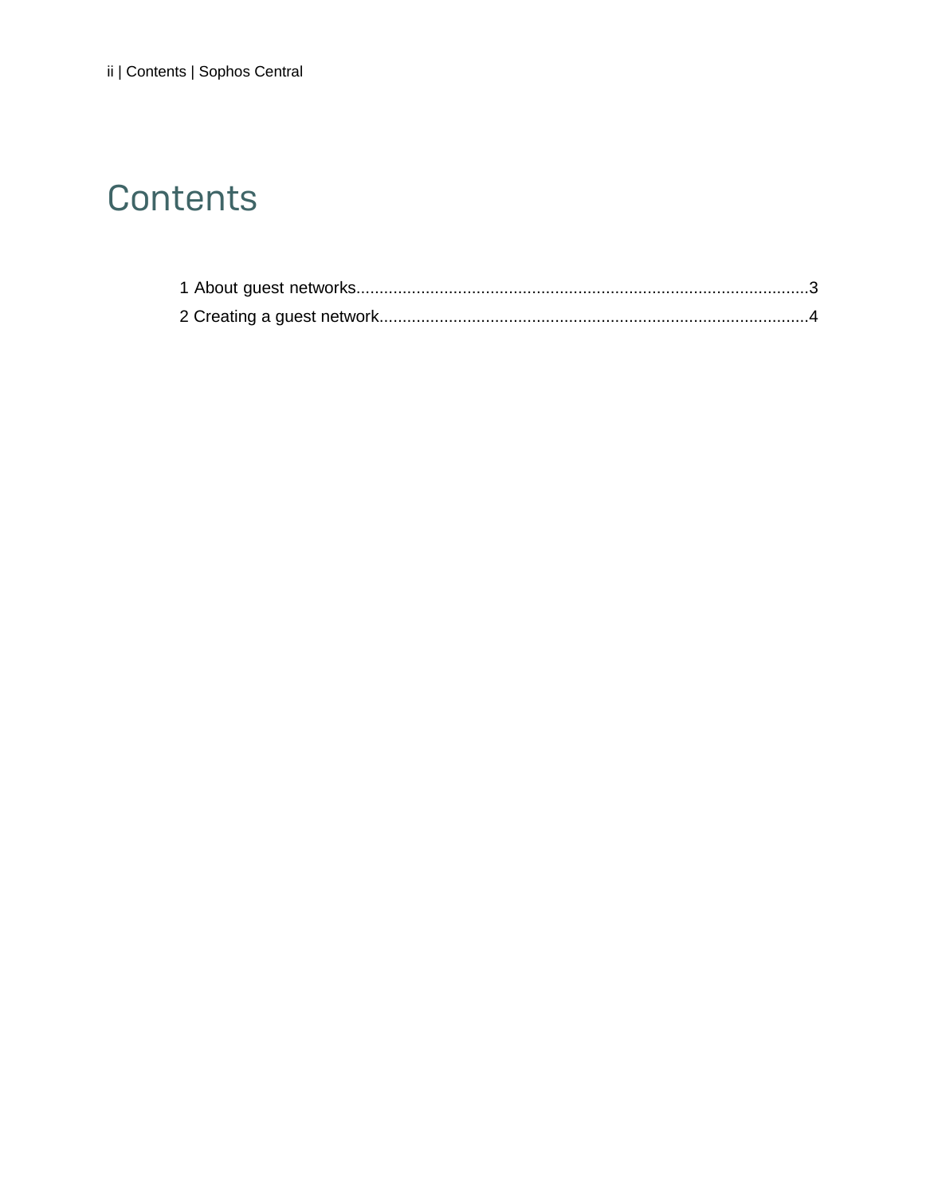# Contents

1 About guest networks..................................................................................................3
2 Creating a guest network............................................................................................4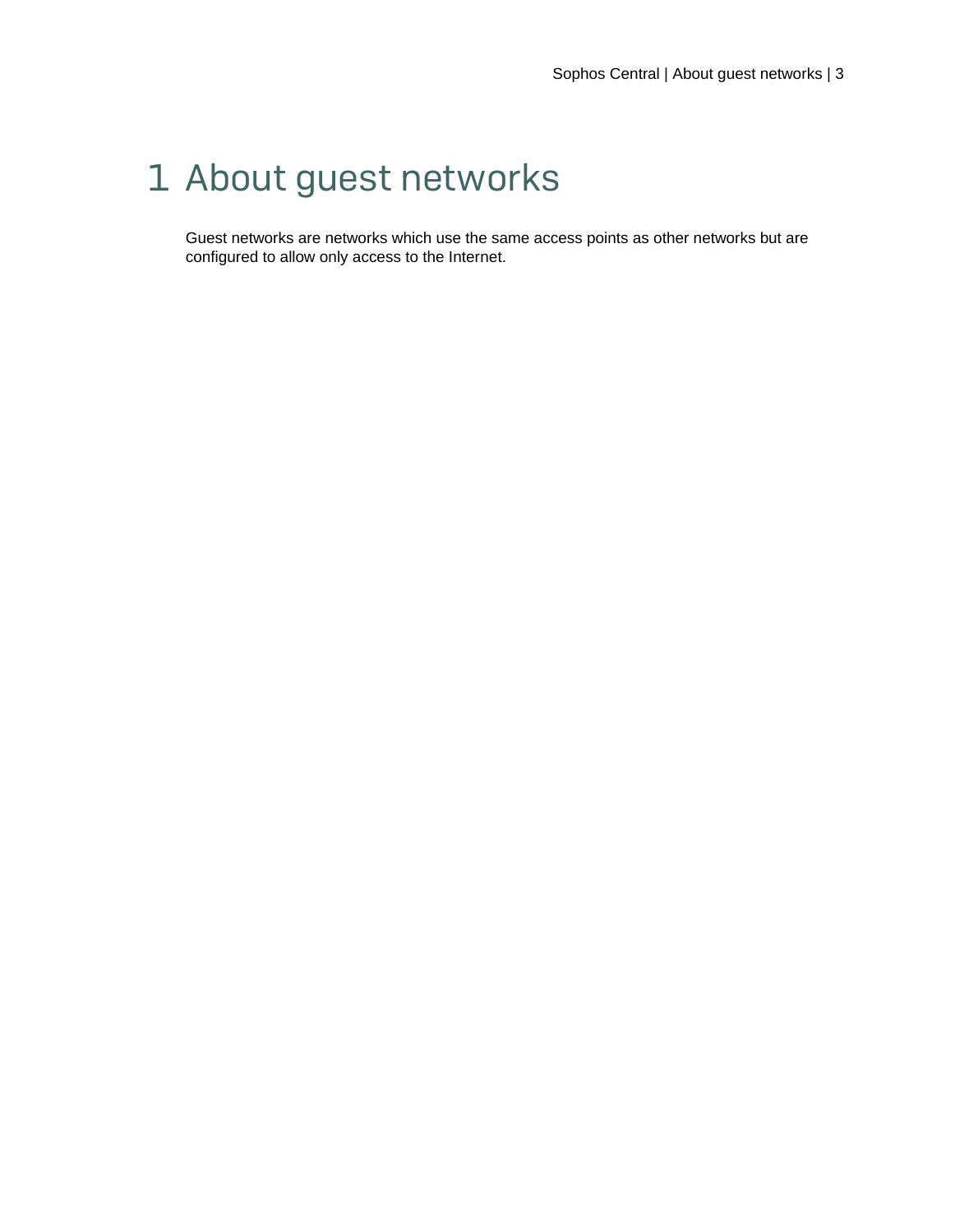# 1 About guest networks

Guest networks are networks which use the same access points as other networks but are configured to allow only access to the Internet.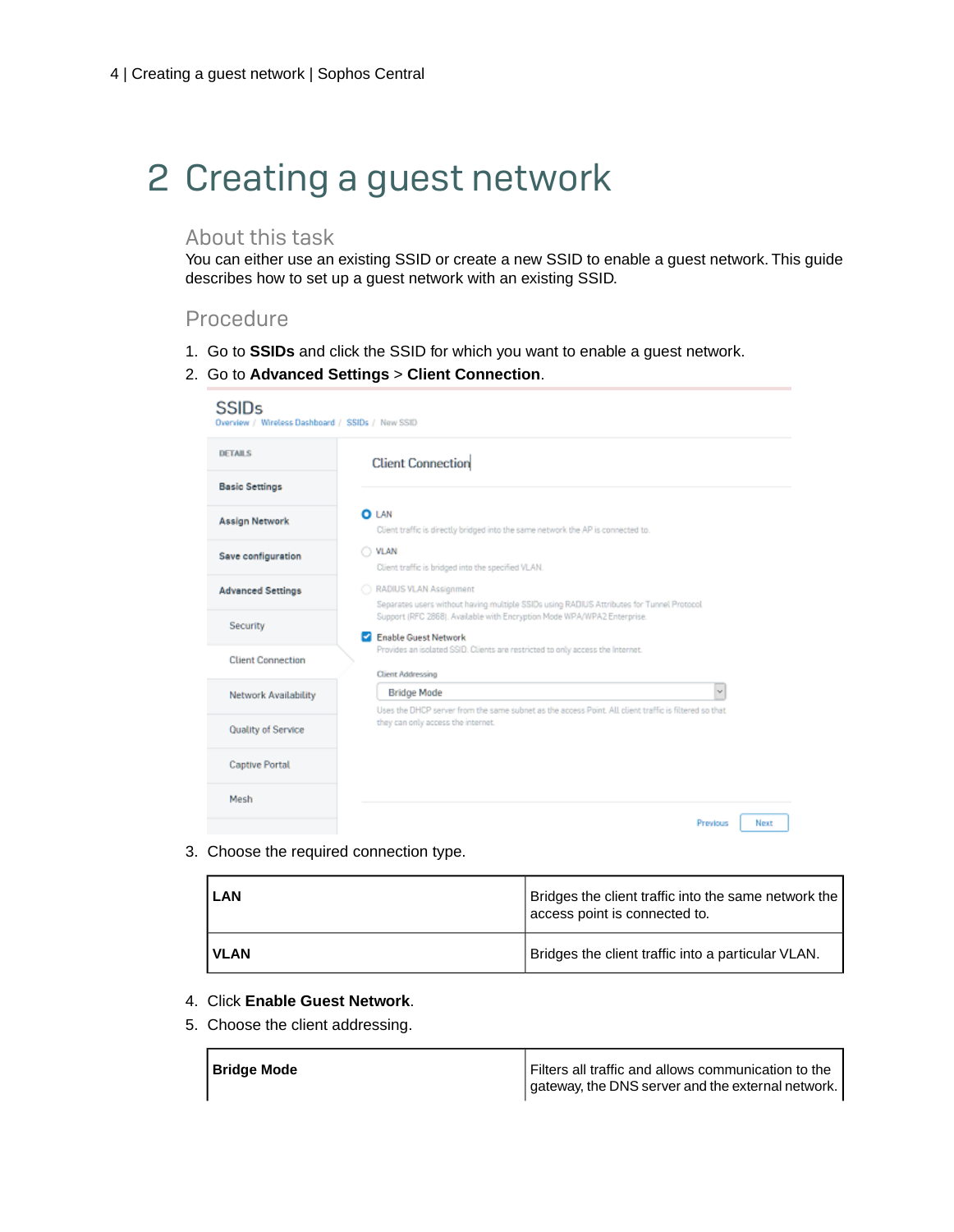# 2 Creating a guest network

## About this task

You can either use an existing SSID or create a new SSID to enable a guest network. This guide describes how to set up a guest network with an existing SSID.

## Procedure

1. Go to **SSIDs** and click the SSID for which you want to enable a guest network.
2. Go to **Advanced Settings** > **Client Connection**.
3. Choose the required connection type.

| | |
|---|---|
| **LAN** | Bridges the client traffic into the same network the access point is connected to. |
| **VLAN** | Bridges the client traffic into a particular VLAN. |

4. Click **Enable Guest Network**.
5. Choose the client addressing.

| | |
|---|---|
| **Bridge Mode** | Filters all traffic and allows communication to the gateway, the DNS server and the external network. |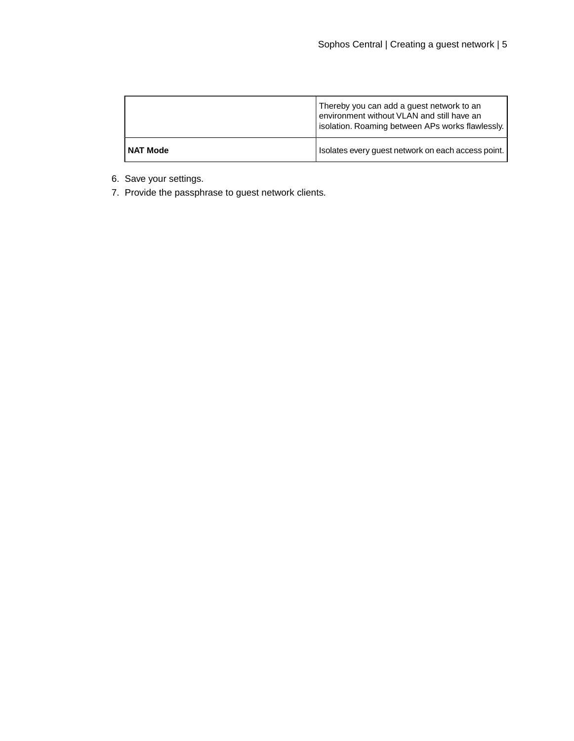| | |
|---|---|
| | Thereby you can add a guest network to an environment without VLAN and still have an isolation. Roaming between APs works flawlessly. |
| **NAT Mode** | Isolates every guest network on each access point. |

6. Save your settings.
7. Provide the passphrase to guest network clients.